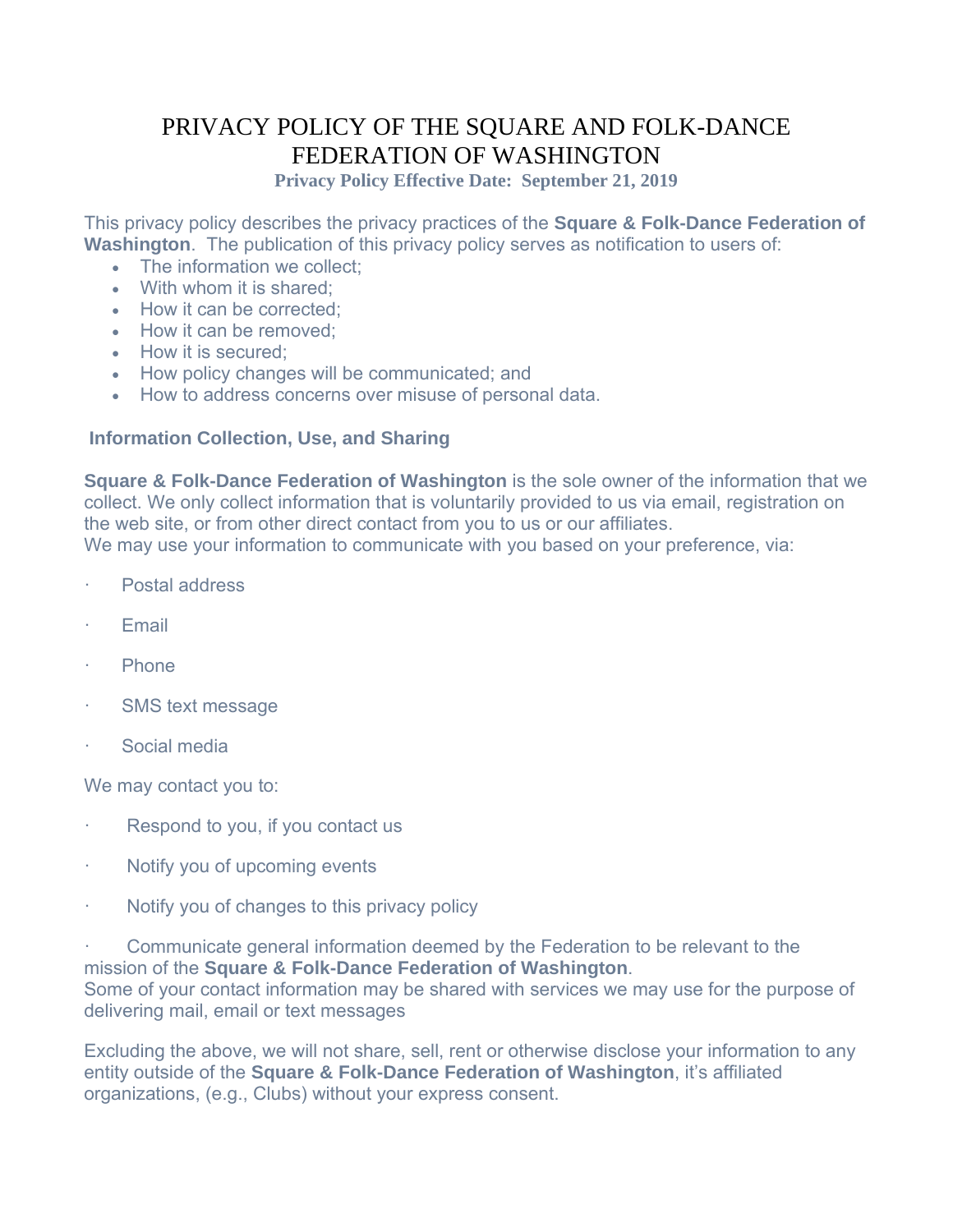# PRIVACY POLICY OF THE SQUARE AND FOLK-DANCE FEDERATION OF WASHINGTON

**Privacy Policy Effective Date: September 21, 2019**

This privacy policy describes the privacy practices of the **Square & Folk-Dance Federation of Washington**. The publication of this privacy policy serves as notification to users of:

- The information we collect;
- With whom it is shared;
- How it can be corrected;
- How it can be removed;
- How it is secured;
- How policy changes will be communicated; and
- How to address concerns over misuse of personal data.

## Information Collection, Use, and Sharing

**Square & Folk-Dance Federation of Washington** is the sole owner of the information that we collect. We only collect information that is voluntarily provided to us via email, registration on the web site, or from other direct contact from you to us or our affiliates.
We may use your information to communicate with you based on your preference, via:

- Postal address
- Email
- Phone
- SMS text message
- Social media

We may contact you to:

- Respond to you, if you contact us
- Notify you of upcoming events
- Notify you of changes to this privacy policy
- Communicate general information deemed by the Federation to be relevant to the mission of the **Square & Folk-Dance Federation of Washington**.

Some of your contact information may be shared with services we may use for the purpose of delivering mail, email or text messages

Excluding the above, we will not share, sell, rent or otherwise disclose your information to any entity outside of the **Square & Folk-Dance Federation of Washington**, it's affiliated organizations, (e.g., Clubs) without your express consent.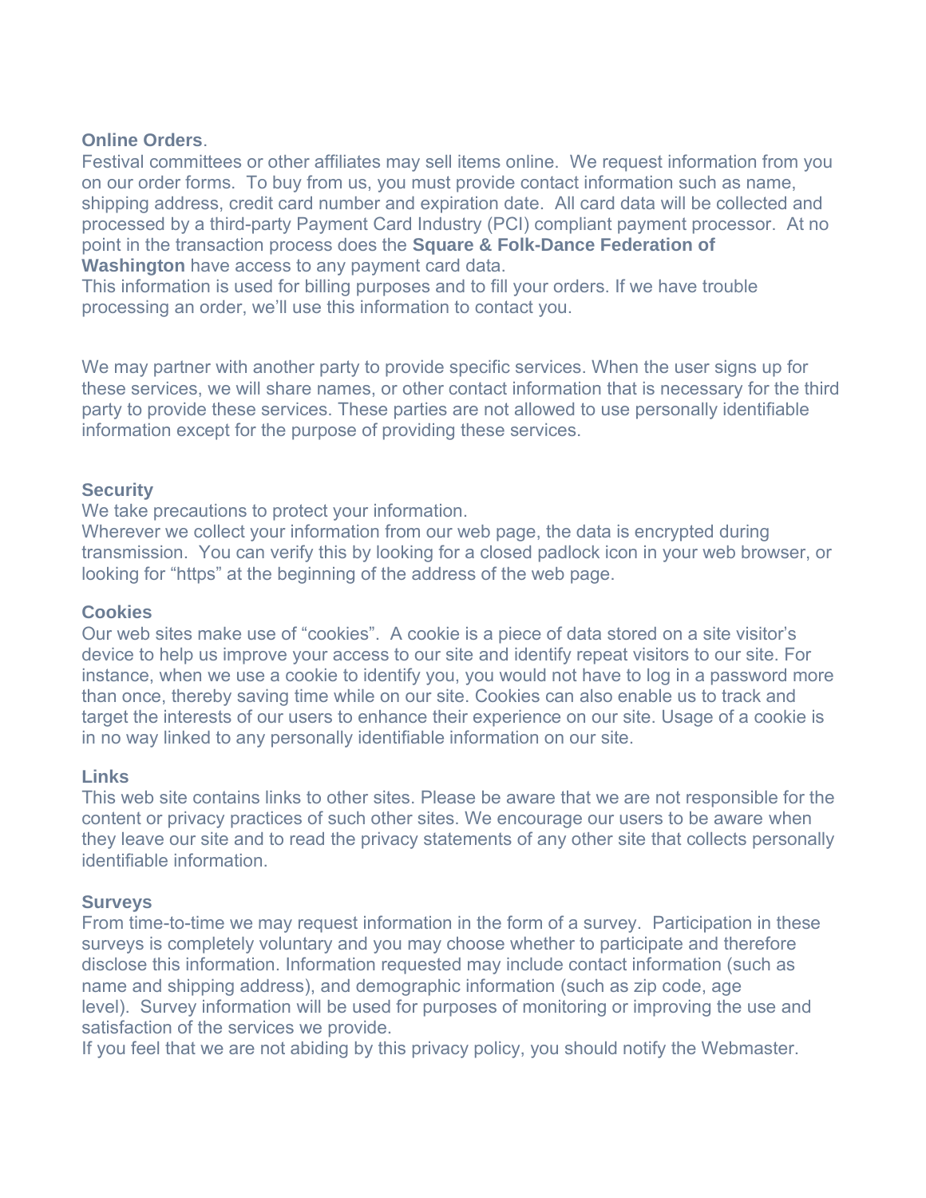**Online Orders**.

Festival committees or other affiliates may sell items online. We request information from you on our order forms. To buy from us, you must provide contact information such as name, shipping address, credit card number and expiration date. All card data will be collected and processed by a third-party Payment Card Industry (PCI) compliant payment processor. At no point in the transaction process does the **Square & Folk-Dance Federation of Washington** have access to any payment card data.

This information is used for billing purposes and to fill your orders. If we have trouble processing an order, we'll use this information to contact you.

We may partner with another party to provide specific services. When the user signs up for these services, we will share names, or other contact information that is necessary for the third party to provide these services. These parties are not allowed to use personally identifiable information except for the purpose of providing these services.

**Security**

We take precautions to protect your information.

Wherever we collect your information from our web page, the data is encrypted during transmission. You can verify this by looking for a closed padlock icon in your web browser, or looking for "https" at the beginning of the address of the web page.

**Cookies**

Our web sites make use of "cookies". A cookie is a piece of data stored on a site visitor's device to help us improve your access to our site and identify repeat visitors to our site. For instance, when we use a cookie to identify you, you would not have to log in a password more than once, thereby saving time while on our site. Cookies can also enable us to track and target the interests of our users to enhance their experience on our site. Usage of a cookie is in no way linked to any personally identifiable information on our site.

**Links**

This web site contains links to other sites. Please be aware that we are not responsible for the content or privacy practices of such other sites. We encourage our users to be aware when they leave our site and to read the privacy statements of any other site that collects personally identifiable information.

**Surveys**

From time-to-time we may request information in the form of a survey. Participation in these surveys is completely voluntary and you may choose whether to participate and therefore disclose this information. Information requested may include contact information (such as name and shipping address), and demographic information (such as zip code, age level). Survey information will be used for purposes of monitoring or improving the use and satisfaction of the services we provide.

If you feel that we are not abiding by this privacy policy, you should notify the Webmaster.